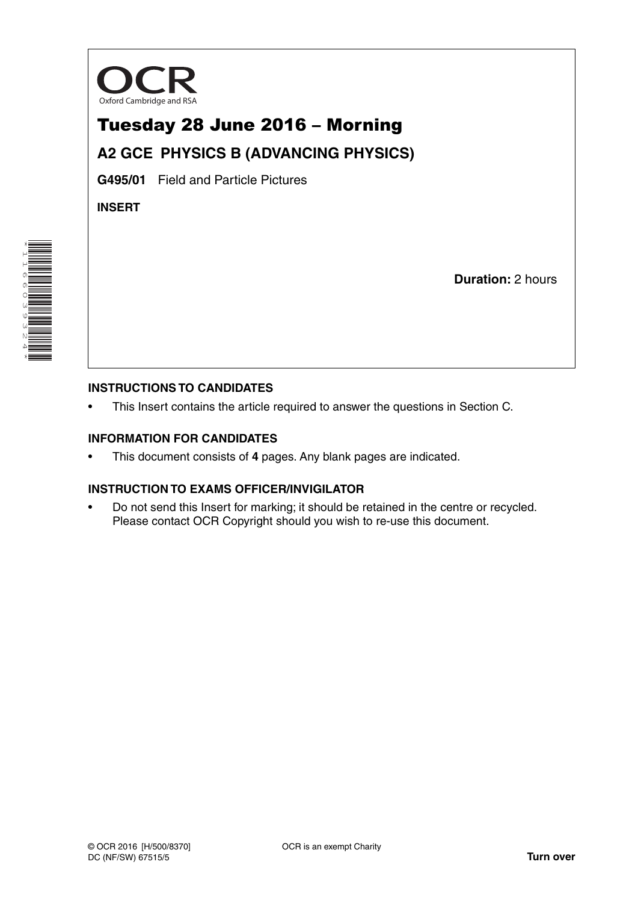OCR

Oxford Cambridge and RSA

# Tuesday 28 June 2016 – Morning

## A2 GCE PHYSICS B (ADVANCING PHYSICS)

**G495/01** Field and Particle Pictures

**INSERT**

**Duration:** 2 hours

### INSTRUCTIONS TO CANDIDATES

- This Insert contains the article required to answer the questions in Section C.

### INFORMATION FOR CANDIDATES

- This document consists of **4** pages. Any blank pages are indicated.

### INSTRUCTION TO EXAMS OFFICER/INVIGILATOR

- Do not send this Insert for marking; it should be retained in the centre or recycled. Please contact OCR Copyright should you wish to re-use this document.

© OCR 2016 [H/500/8370]
DC (NF/SW) 67515/5

OCR is an exempt Charity

**Turn over**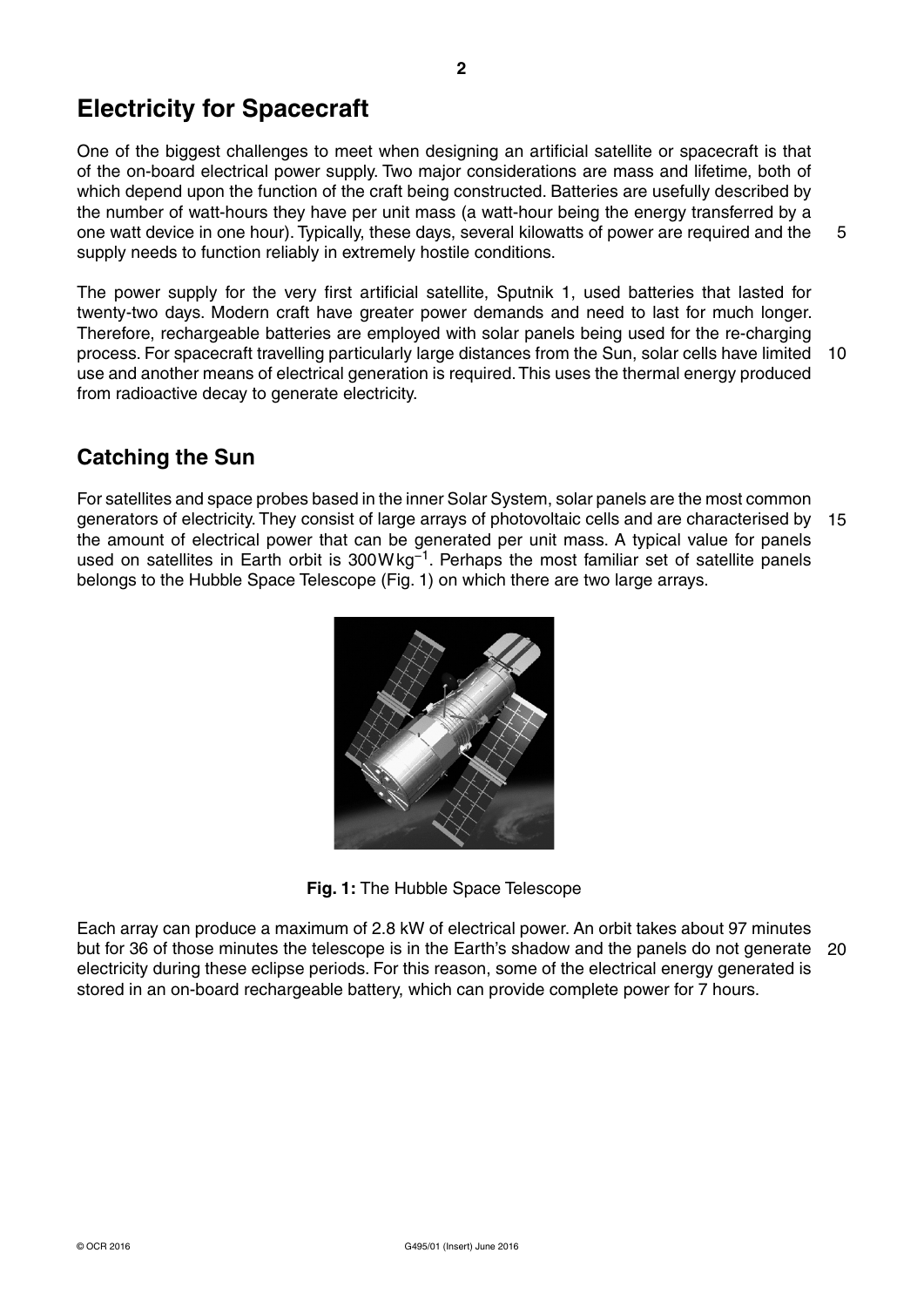## Electricity for Spacecraft

One of the biggest challenges to meet when designing an artificial satellite or spacecraft is that of the on-board electrical power supply. Two major considerations are mass and lifetime, both of which depend upon the function of the craft being constructed. Batteries are usefully described by the number of watt-hours they have per unit mass (a watt-hour being the energy transferred by a one watt device in one hour). Typically, these days, several kilowatts of power are required and the supply needs to function reliably in extremely hostile conditions.

The power supply for the very first artificial satellite, Sputnik 1, used batteries that lasted for twenty-two days. Modern craft have greater power demands and need to last for much longer. Therefore, rechargeable batteries are employed with solar panels being used for the re-charging process. For spacecraft travelling particularly large distances from the Sun, solar cells have limited use and another means of electrical generation is required. This uses the thermal energy produced from radioactive decay to generate electricity.

## Catching the Sun

For satellites and space probes based in the inner Solar System, solar panels are the most common generators of electricity. They consist of large arrays of photovoltaic cells and are characterised by the amount of electrical power that can be generated per unit mass. A typical value for panels used on satellites in Earth orbit is $300\,\text{W}\,\text{kg}^{-1}$. Perhaps the most familiar set of satellite panels belongs to the Hubble Space Telescope (Fig. 1) on which there are two large arrays.

**Fig. 1:** The Hubble Space Telescope

Each array can produce a maximum of 2.8 kW of electrical power. An orbit takes about 97 minutes but for 36 of those minutes the telescope is in the Earth's shadow and the panels do not generate electricity during these eclipse periods. For this reason, some of the electrical energy generated is stored in an on-board rechargeable battery, which can provide complete power for 7 hours.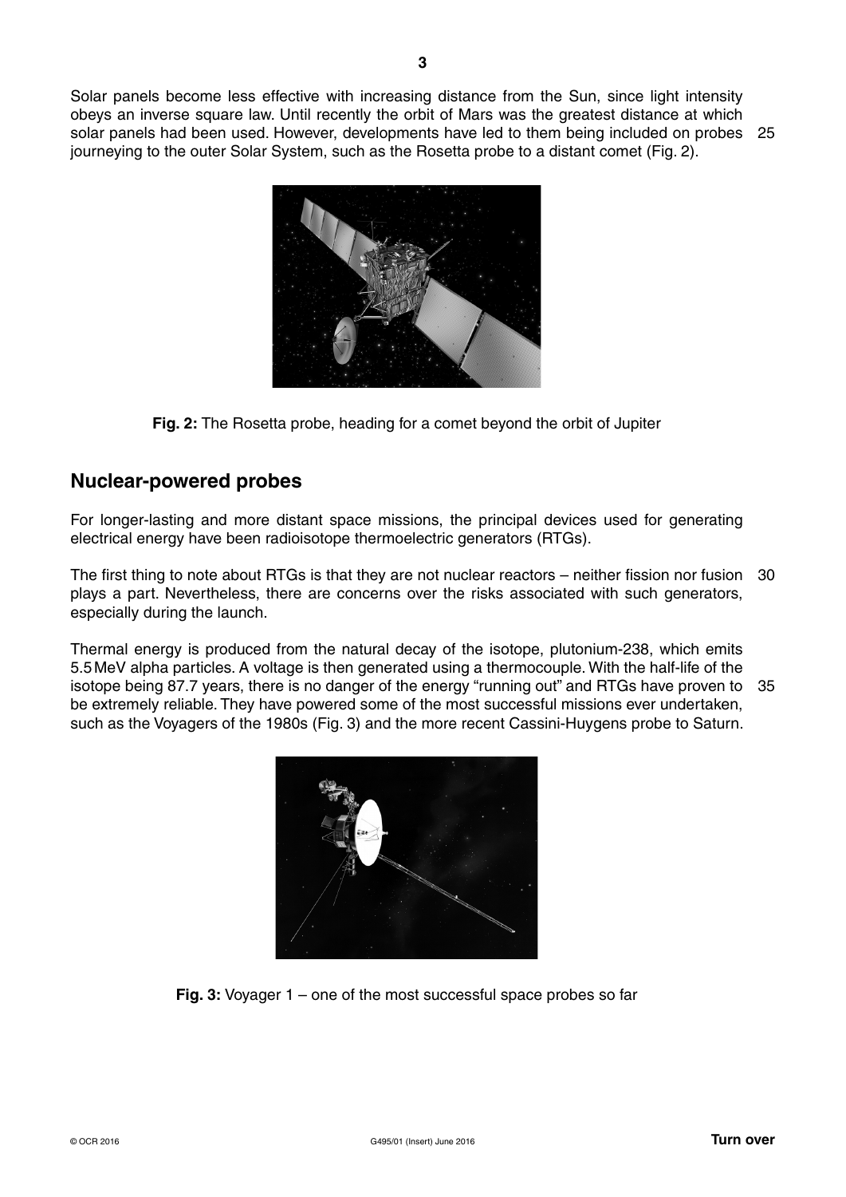Solar panels become less effective with increasing distance from the Sun, since light intensity obeys an inverse square law. Until recently the orbit of Mars was the greatest distance at which solar panels had been used. However, developments have led to them being included on probes journeying to the outer Solar System, such as the Rosetta probe to a distant comet (Fig. 2).

**Fig. 2:** The Rosetta probe, heading for a comet beyond the orbit of Jupiter

## Nuclear-powered probes

For longer-lasting and more distant space missions, the principal devices used for generating electrical energy have been radioisotope thermoelectric generators (RTGs).

The first thing to note about RTGs is that they are not nuclear reactors – neither fission nor fusion plays a part. Nevertheless, there are concerns over the risks associated with such generators, especially during the launch.

Thermal energy is produced from the natural decay of the isotope, plutonium-238, which emits 5.5 MeV alpha particles. A voltage is then generated using a thermocouple. With the half-life of the isotope being 87.7 years, there is no danger of the energy "running out" and RTGs have proven to be extremely reliable. They have powered some of the most successful missions ever undertaken, such as the Voyagers of the 1980s (Fig. 3) and the more recent Cassini-Huygens probe to Saturn.

**Fig. 3:** Voyager 1 – one of the most successful space probes so far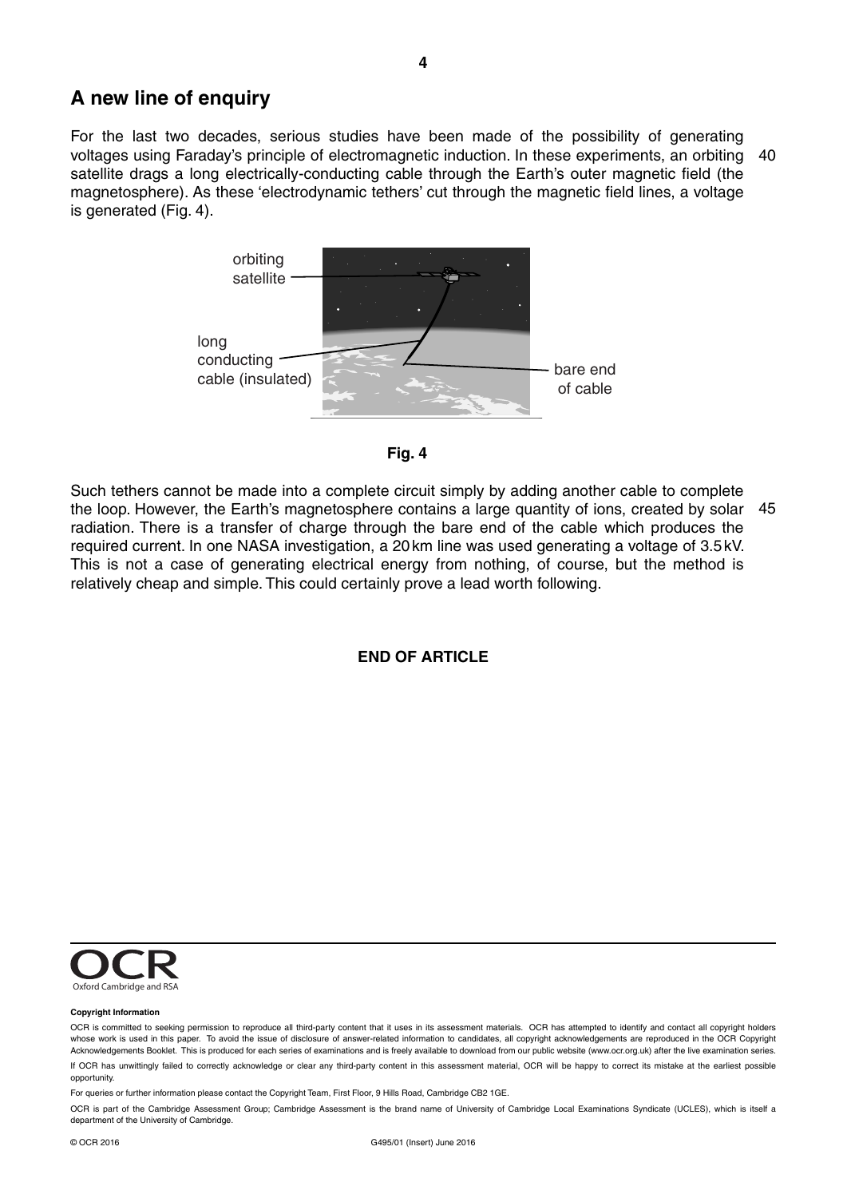## A new line of enquiry

For the last two decades, serious studies have been made of the possibility of generating voltages using Faraday's principle of electromagnetic induction. In these experiments, an orbiting satellite drags a long electrically-conducting cable through the Earth's outer magnetic field (the magnetosphere). As these 'electrodynamic tethers' cut through the magnetic field lines, a voltage is generated (Fig. 4).

orbiting satellite

long conducting cable (insulated)

bare end of cable

**Fig. 4**

Such tethers cannot be made into a complete circuit simply by adding another cable to complete the loop. However, the Earth's magnetosphere contains a large quantity of ions, created by solar radiation. There is a transfer of charge through the bare end of the cable which produces the required current. In one NASA investigation, a 20 km line was used generating a voltage of 3.5 kV. This is not a case of generating electrical energy from nothing, of course, but the method is relatively cheap and simple. This could certainly prove a lead worth following.

**END OF ARTICLE**

**Copyright Information**

OCR is committed to seeking permission to reproduce all third-party content that it uses in its assessment materials. OCR has attempted to identify and contact all copyright holders whose work is used in this paper. To avoid the issue of disclosure of answer-related information to candidates, all copyright acknowledgements are reproduced in the OCR Copyright Acknowledgements Booklet. This is produced for each series of examinations and is freely available to download from our public website (www.ocr.org.uk) after the live examination series.

If OCR has unwittingly failed to correctly acknowledge or clear any third-party content in this assessment material, OCR will be happy to correct its mistake at the earliest possible opportunity.

For queries or further information please contact the Copyright Team, First Floor, 9 Hills Road, Cambridge CB2 1GE.

OCR is part of the Cambridge Assessment Group; Cambridge Assessment is the brand name of University of Cambridge Local Examinations Syndicate (UCLES), which is itself a department of the University of Cambridge.